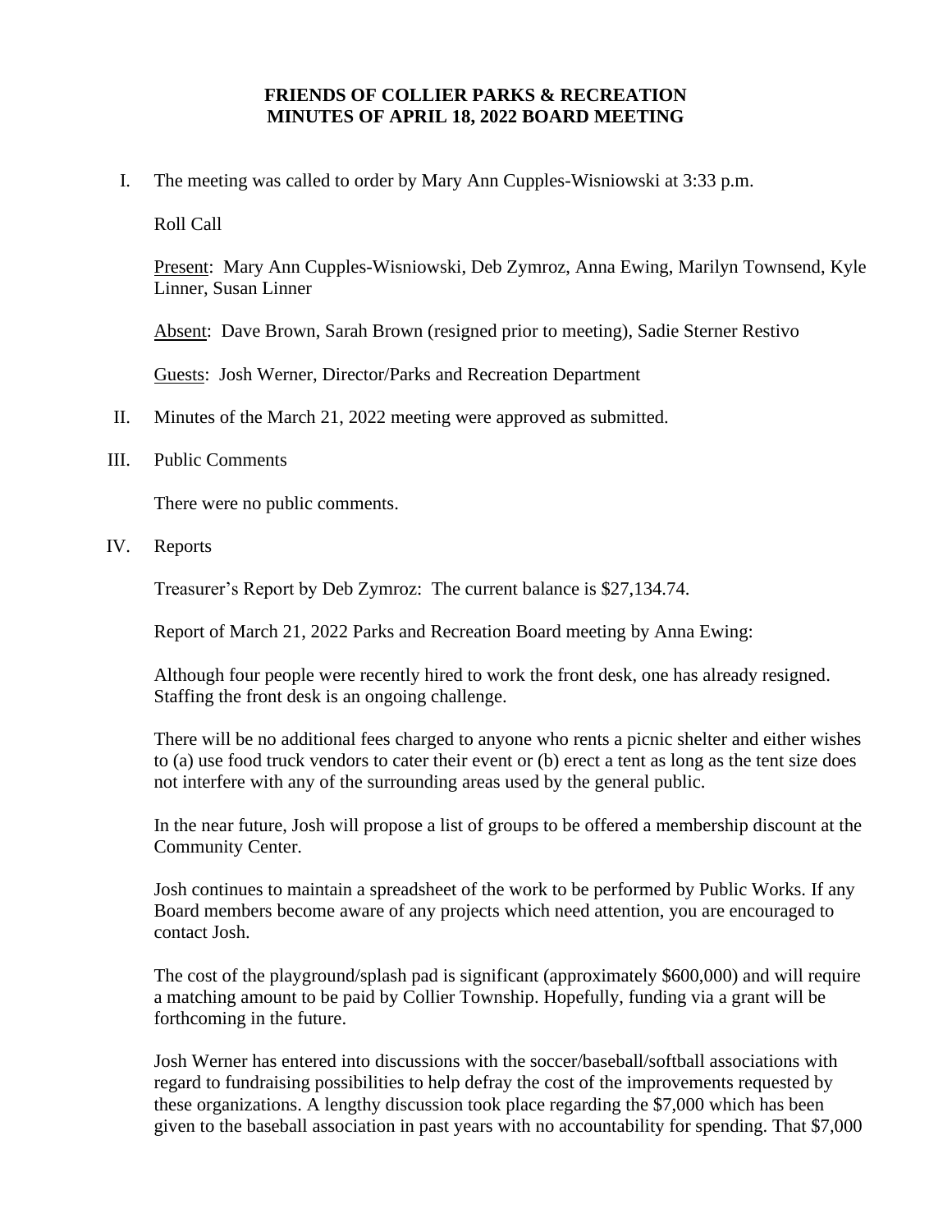# FRIENDS OF COLLIER PARKS & RECREATION
# MINUTES OF APRIL 18, 2022 BOARD MEETING

I. The meeting was called to order by Mary Ann Cupples-Wisniowski at 3:33 p.m.

Roll Call

Present: Mary Ann Cupples-Wisniowski, Deb Zymroz, Anna Ewing, Marilyn Townsend, Kyle Linner, Susan Linner

Absent: Dave Brown, Sarah Brown (resigned prior to meeting), Sadie Sterner Restivo

Guests: Josh Werner, Director/Parks and Recreation Department

II. Minutes of the March 21, 2022 meeting were approved as submitted.

III. Public Comments

There were no public comments.

IV. Reports

Treasurer's Report by Deb Zymroz: The current balance is $27,134.74.

Report of March 21, 2022 Parks and Recreation Board meeting by Anna Ewing:

Although four people were recently hired to work the front desk, one has already resigned. Staffing the front desk is an ongoing challenge.

There will be no additional fees charged to anyone who rents a picnic shelter and either wishes to (a) use food truck vendors to cater their event or (b) erect a tent as long as the tent size does not interfere with any of the surrounding areas used by the general public.

In the near future, Josh will propose a list of groups to be offered a membership discount at the Community Center.

Josh continues to maintain a spreadsheet of the work to be performed by Public Works. If any Board members become aware of any projects which need attention, you are encouraged to contact Josh.

The cost of the playground/splash pad is significant (approximately $600,000) and will require a matching amount to be paid by Collier Township. Hopefully, funding via a grant will be forthcoming in the future.

Josh Werner has entered into discussions with the soccer/baseball/softball associations with regard to fundraising possibilities to help defray the cost of the improvements requested by these organizations. A lengthy discussion took place regarding the $7,000 which has been given to the baseball association in past years with no accountability for spending. That $7,000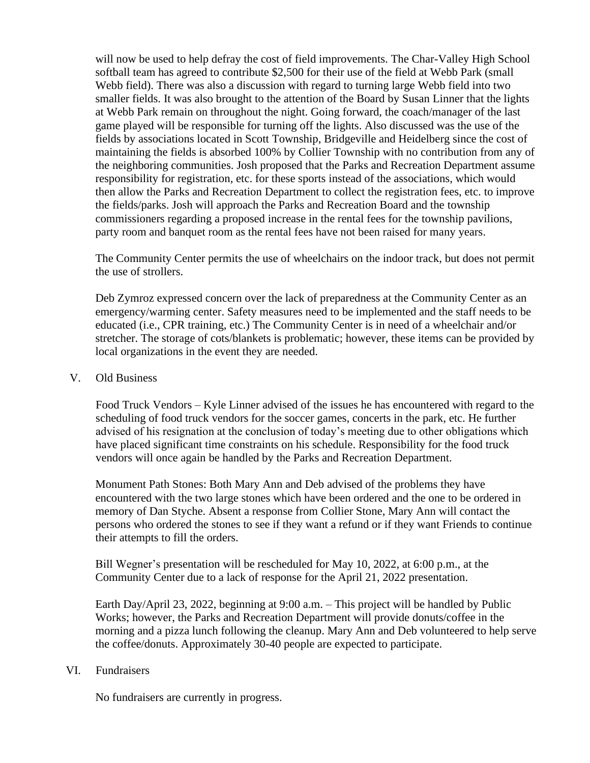will now be used to help defray the cost of field improvements. The Char-Valley High School softball team has agreed to contribute $2,500 for their use of the field at Webb Park (small Webb field). There was also a discussion with regard to turning large Webb field into two smaller fields. It was also brought to the attention of the Board by Susan Linner that the lights at Webb Park remain on throughout the night. Going forward, the coach/manager of the last game played will be responsible for turning off the lights. Also discussed was the use of the fields by associations located in Scott Township, Bridgeville and Heidelberg since the cost of maintaining the fields is absorbed 100% by Collier Township with no contribution from any of the neighboring communities. Josh proposed that the Parks and Recreation Department assume responsibility for registration, etc. for these sports instead of the associations, which would then allow the Parks and Recreation Department to collect the registration fees, etc. to improve the fields/parks. Josh will approach the Parks and Recreation Board and the township commissioners regarding a proposed increase in the rental fees for the township pavilions, party room and banquet room as the rental fees have not been raised for many years.

The Community Center permits the use of wheelchairs on the indoor track, but does not permit the use of strollers.

Deb Zymroz expressed concern over the lack of preparedness at the Community Center as an emergency/warming center. Safety measures need to be implemented and the staff needs to be educated (i.e., CPR training, etc.) The Community Center is in need of a wheelchair and/or stretcher. The storage of cots/blankets is problematic; however, these items can be provided by local organizations in the event they are needed.

V. Old Business

Food Truck Vendors – Kyle Linner advised of the issues he has encountered with regard to the scheduling of food truck vendors for the soccer games, concerts in the park, etc. He further advised of his resignation at the conclusion of today's meeting due to other obligations which have placed significant time constraints on his schedule. Responsibility for the food truck vendors will once again be handled by the Parks and Recreation Department.

Monument Path Stones: Both Mary Ann and Deb advised of the problems they have encountered with the two large stones which have been ordered and the one to be ordered in memory of Dan Styche. Absent a response from Collier Stone, Mary Ann will contact the persons who ordered the stones to see if they want a refund or if they want Friends to continue their attempts to fill the orders.

Bill Wegner's presentation will be rescheduled for May 10, 2022, at 6:00 p.m., at the Community Center due to a lack of response for the April 21, 2022 presentation.

Earth Day/April 23, 2022, beginning at 9:00 a.m. – This project will be handled by Public Works; however, the Parks and Recreation Department will provide donuts/coffee in the morning and a pizza lunch following the cleanup. Mary Ann and Deb volunteered to help serve the coffee/donuts. Approximately 30-40 people are expected to participate.

VI. Fundraisers

No fundraisers are currently in progress.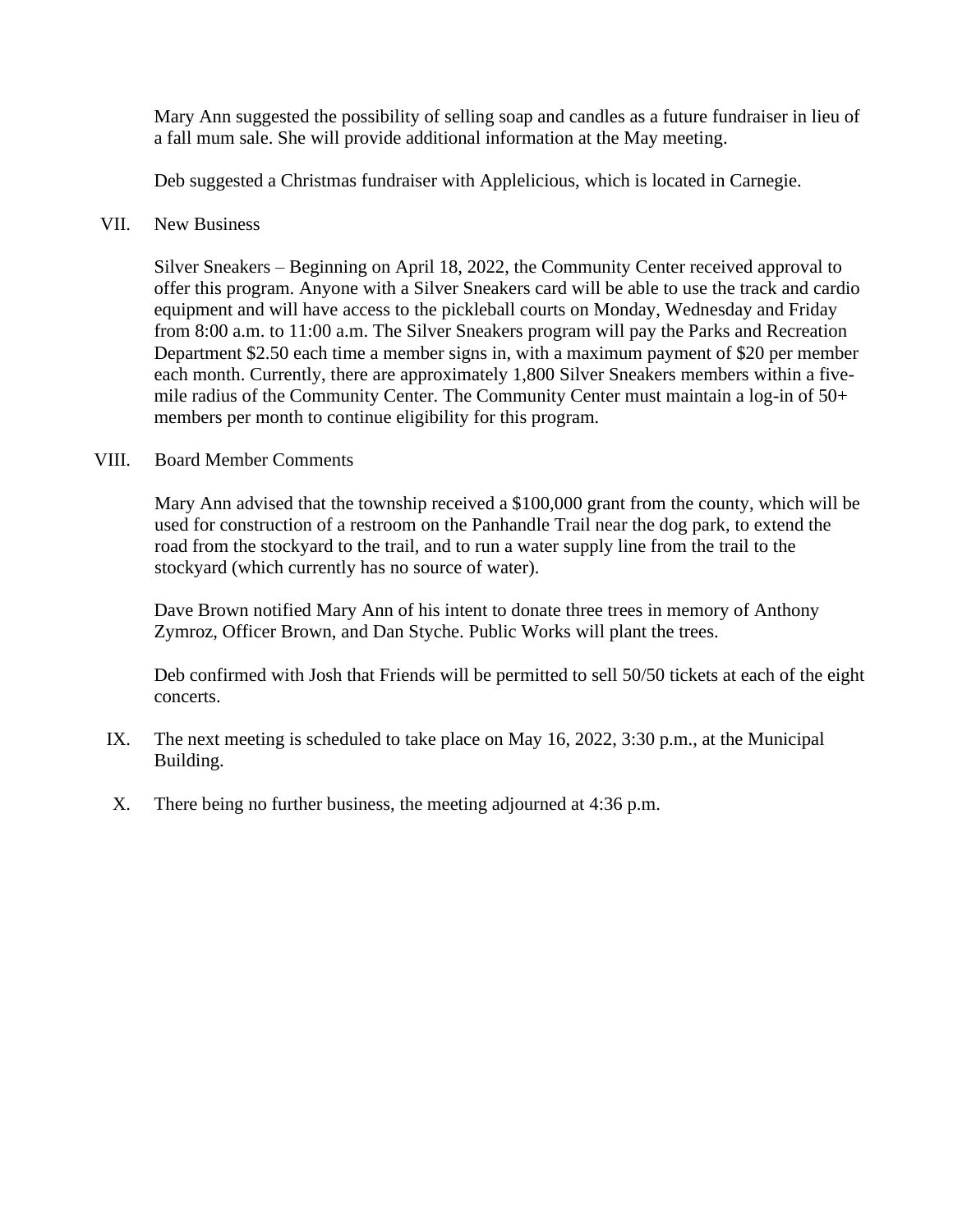Mary Ann suggested the possibility of selling soap and candles as a future fundraiser in lieu of a fall mum sale. She will provide additional information at the May meeting.

Deb suggested a Christmas fundraiser with Applelicious, which is located in Carnegie.

VII. New Business

Silver Sneakers – Beginning on April 18, 2022, the Community Center received approval to offer this program. Anyone with a Silver Sneakers card will be able to use the track and cardio equipment and will have access to the pickleball courts on Monday, Wednesday and Friday from 8:00 a.m. to 11:00 a.m. The Silver Sneakers program will pay the Parks and Recreation Department $2.50 each time a member signs in, with a maximum payment of $20 per member each month. Currently, there are approximately 1,800 Silver Sneakers members within a five-mile radius of the Community Center. The Community Center must maintain a log-in of 50+ members per month to continue eligibility for this program.

VIII. Board Member Comments

Mary Ann advised that the township received a $100,000 grant from the county, which will be used for construction of a restroom on the Panhandle Trail near the dog park, to extend the road from the stockyard to the trail, and to run a water supply line from the trail to the stockyard (which currently has no source of water).

Dave Brown notified Mary Ann of his intent to donate three trees in memory of Anthony Zymroz, Officer Brown, and Dan Styche. Public Works will plant the trees.

Deb confirmed with Josh that Friends will be permitted to sell 50/50 tickets at each of the eight concerts.

IX. The next meeting is scheduled to take place on May 16, 2022, 3:30 p.m., at the Municipal Building.

X. There being no further business, the meeting adjourned at 4:36 p.m.